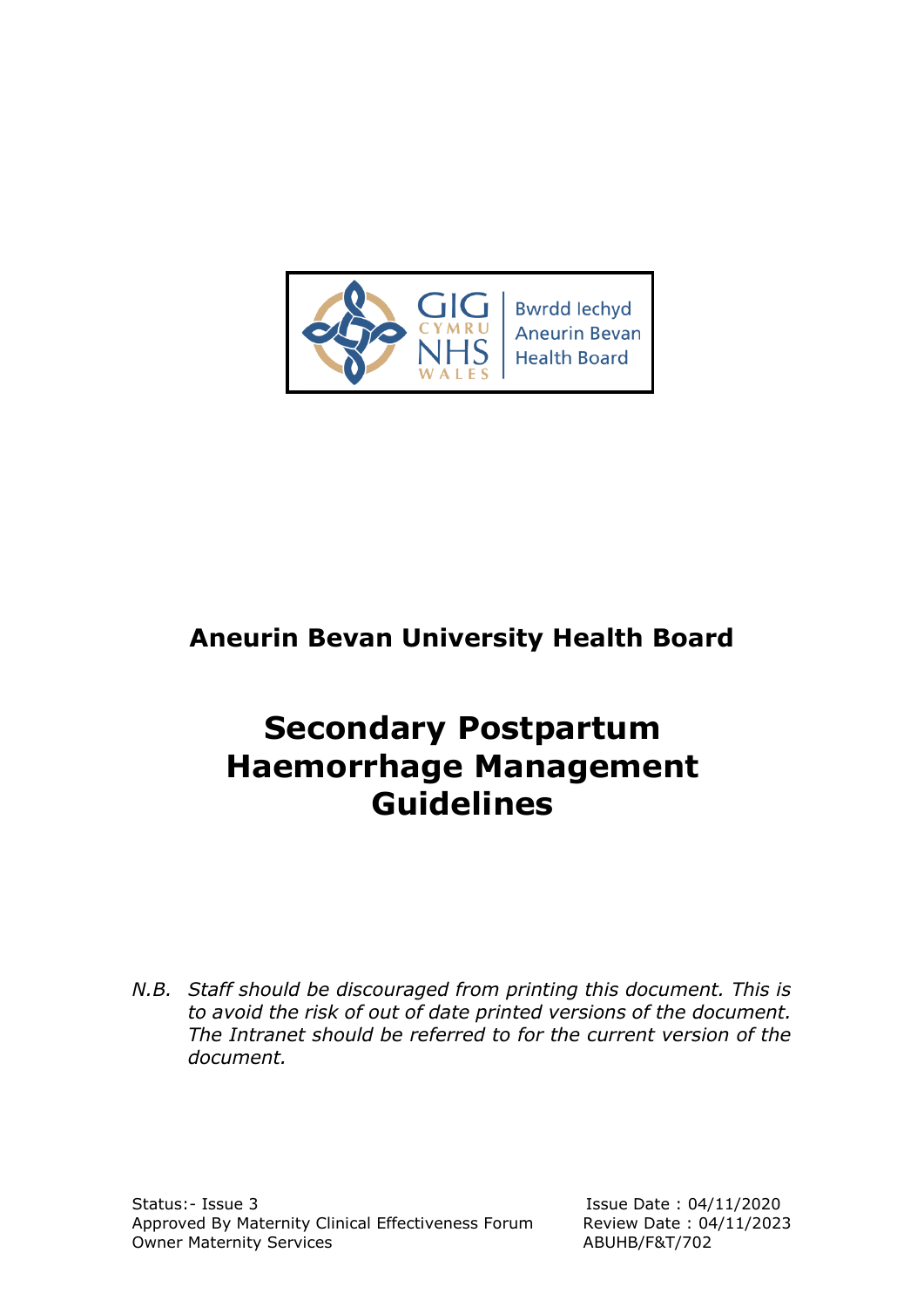Bwrdd Iechyd Aneurin Bevan Health Board

GIG CYMRU NHS WALES

## Aneurin Bevan University Health Board

# Secondary Postpartum Haemorrhage Management Guidelines

*N.B. Staff should be discouraged from printing this document. This is to avoid the risk of out of date printed versions of the document. The Intranet should be referred to for the current version of the document.*

Status:- Issue 3
Approved By Maternity Clinical Effectiveness Forum
Owner Maternity Services

Issue Date : 04/11/2020
Review Date : 04/11/2023
ABUHB/F&T/702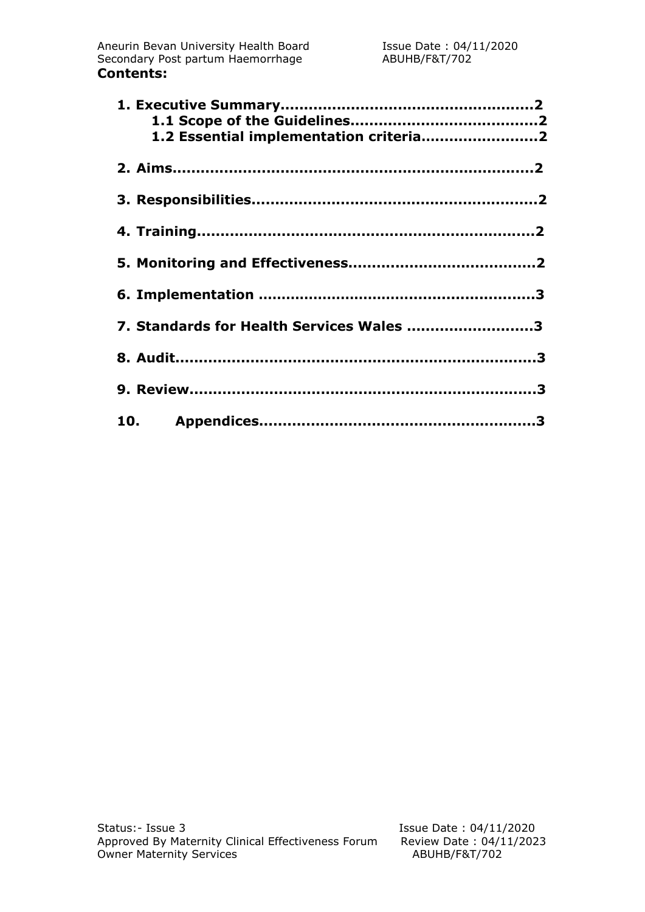**Contents:**

**1. Executive Summary....................................................2**
**1.1 Scope of the Guidelines.......................................2**
**1.2 Essential implementation criteria........................2**

**2. Aims..........................................................................2**

**3. Responsibilities...........................................................2**

**4. Training......................................................................2**

**5. Monitoring and Effectiveness......................................2**

**6. Implementation .........................................................3**

**7. Standards for Health Services Wales ..........................3**

**8. Audit..........................................................................3**

**9. Review........................................................................3**

**10. Appendices.........................................................3**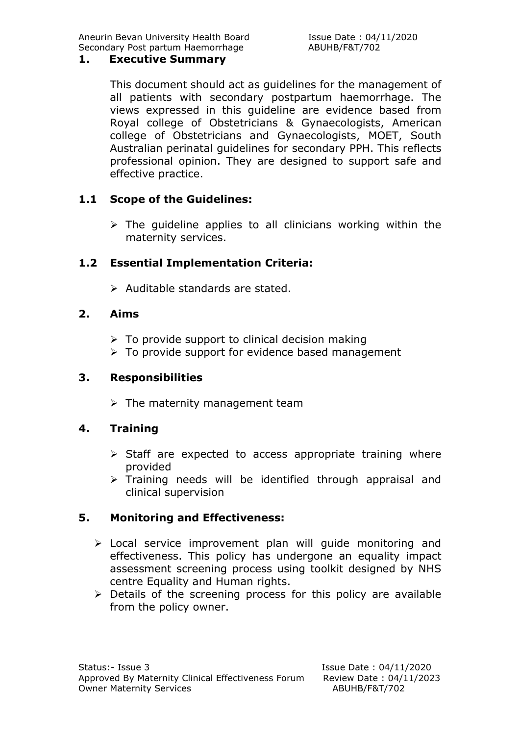## 1. Executive Summary

This document should act as guidelines for the management of all patients with secondary postpartum haemorrhage. The views expressed in this guideline are evidence based from Royal college of Obstetricians & Gynaecologists, American college of Obstetricians and Gynaecologists, MOET, South Australian perinatal guidelines for secondary PPH. This reflects professional opinion. They are designed to support safe and effective practice.

### 1.1 Scope of the Guidelines:

- The guideline applies to all clinicians working within the maternity services.

### 1.2 Essential Implementation Criteria:

- Auditable standards are stated.

## 2. Aims

- To provide support to clinical decision making
- To provide support for evidence based management

## 3. Responsibilities

- The maternity management team

## 4. Training

- Staff are expected to access appropriate training where provided
- Training needs will be identified through appraisal and clinical supervision

## 5. Monitoring and Effectiveness:

- Local service improvement plan will guide monitoring and effectiveness. This policy has undergone an equality impact assessment screening process using toolkit designed by NHS centre Equality and Human rights.
- Details of the screening process for this policy are available from the policy owner.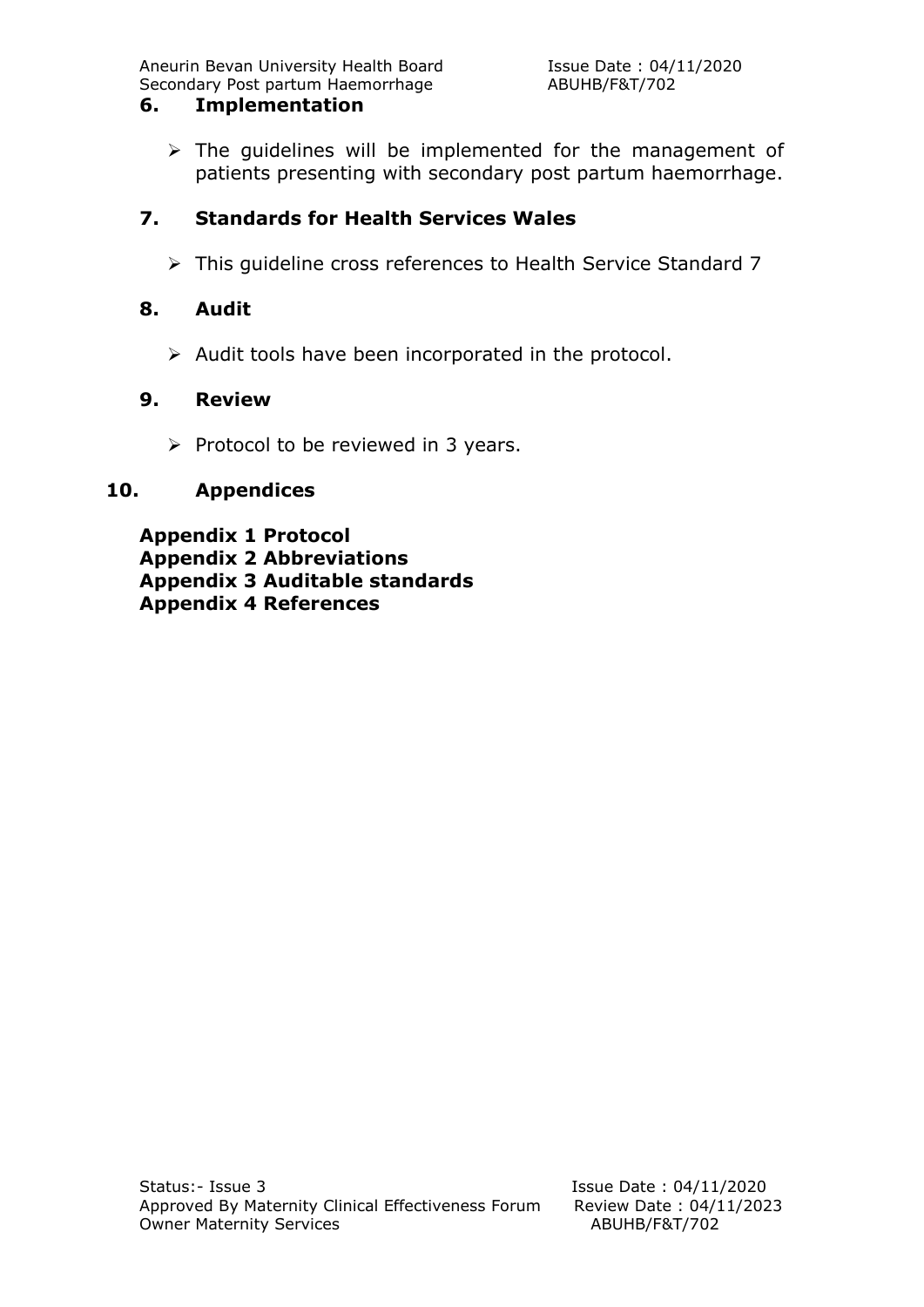## 6. Implementation

- The guidelines will be implemented for the management of patients presenting with secondary post partum haemorrhage.

## 7. Standards for Health Services Wales

- This guideline cross references to Health Service Standard 7

## 8. Audit

- Audit tools have been incorporated in the protocol.

## 9. Review

- Protocol to be reviewed in 3 years.

## 10. Appendices

**Appendix 1 Protocol**
**Appendix 2 Abbreviations**
**Appendix 3 Auditable standards**
**Appendix 4 References**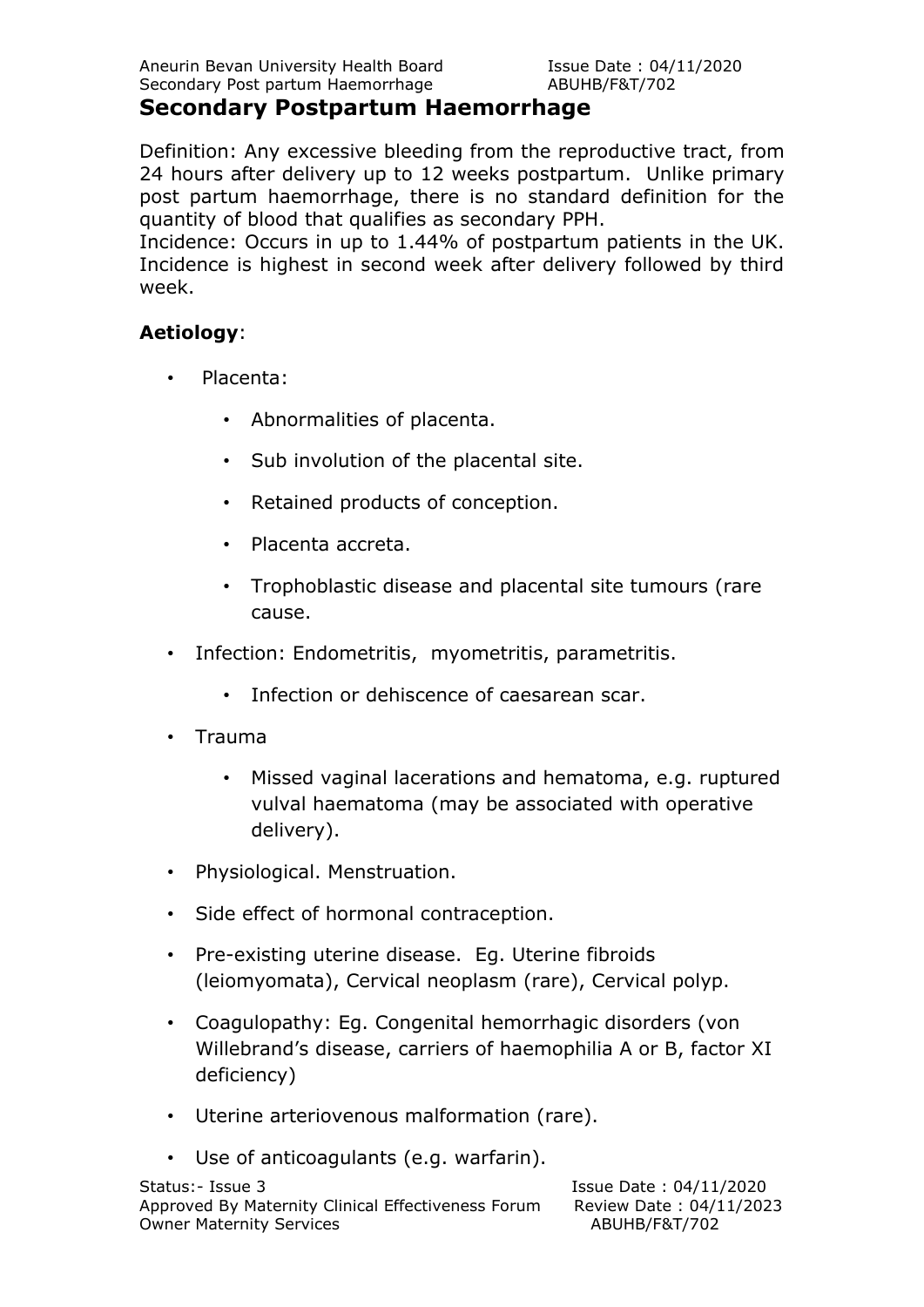# Secondary Postpartum Haemorrhage

Definition: Any excessive bleeding from the reproductive tract, from 24 hours after delivery up to 12 weeks postpartum. Unlike primary post partum haemorrhage, there is no standard definition for the quantity of blood that qualifies as secondary PPH.

Incidence: Occurs in up to 1.44% of postpartum patients in the UK. Incidence is highest in second week after delivery followed by third week.

**Aetiology**:

- Placenta:
  - Abnormalities of placenta.
  - Sub involution of the placental site.
  - Retained products of conception.
  - Placenta accreta.
  - Trophoblastic disease and placental site tumours (rare cause.
- Infection: Endometritis, myometritis, parametritis.
  - Infection or dehiscence of caesarean scar.
- Trauma
  - Missed vaginal lacerations and hematoma, e.g. ruptured vulval haematoma (may be associated with operative delivery).
- Physiological. Menstruation.
- Side effect of hormonal contraception.
- Pre-existing uterine disease. Eg. Uterine fibroids (leiomyomata), Cervical neoplasm (rare), Cervical polyp.
- Coagulopathy: Eg. Congenital hemorrhagic disorders (von Willebrand's disease, carriers of haemophilia A or B, factor XI deficiency)
- Uterine arteriovenous malformation (rare).
- Use of anticoagulants (e.g. warfarin).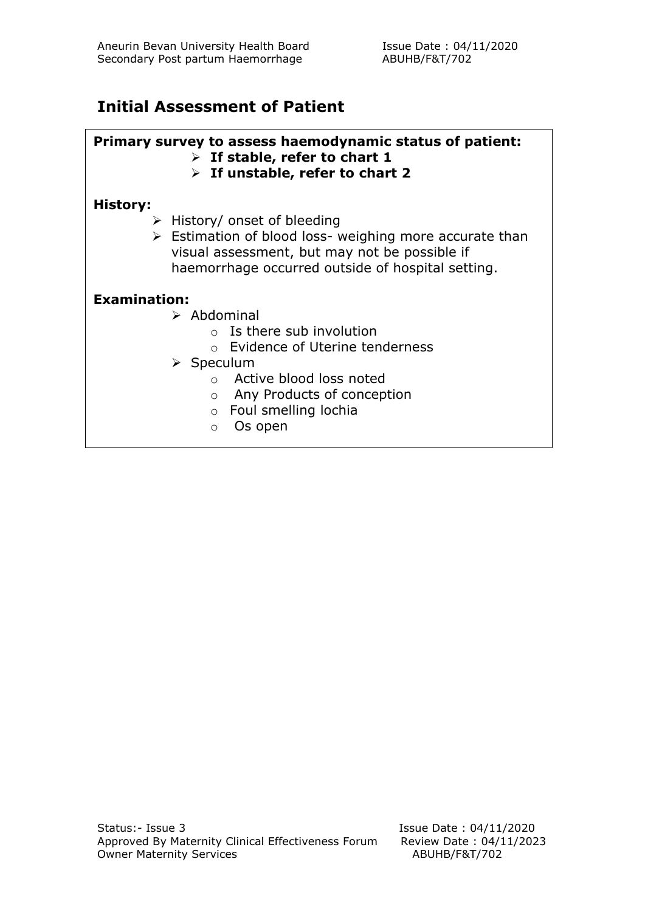## Initial Assessment of Patient

**Primary survey to assess haemodynamic status of patient:**

- **If stable, refer to chart 1**
- **If unstable, refer to chart 2**

**History:**

- History/ onset of bleeding
- Estimation of blood loss- weighing more accurate than visual assessment, but may not be possible if haemorrhage occurred outside of hospital setting.

**Examination:**

- Abdominal
  - Is there sub involution
  - Evidence of Uterine tenderness
- Speculum
  - Active blood loss noted
  - Any Products of conception
  - Foul smelling lochia
  - Os open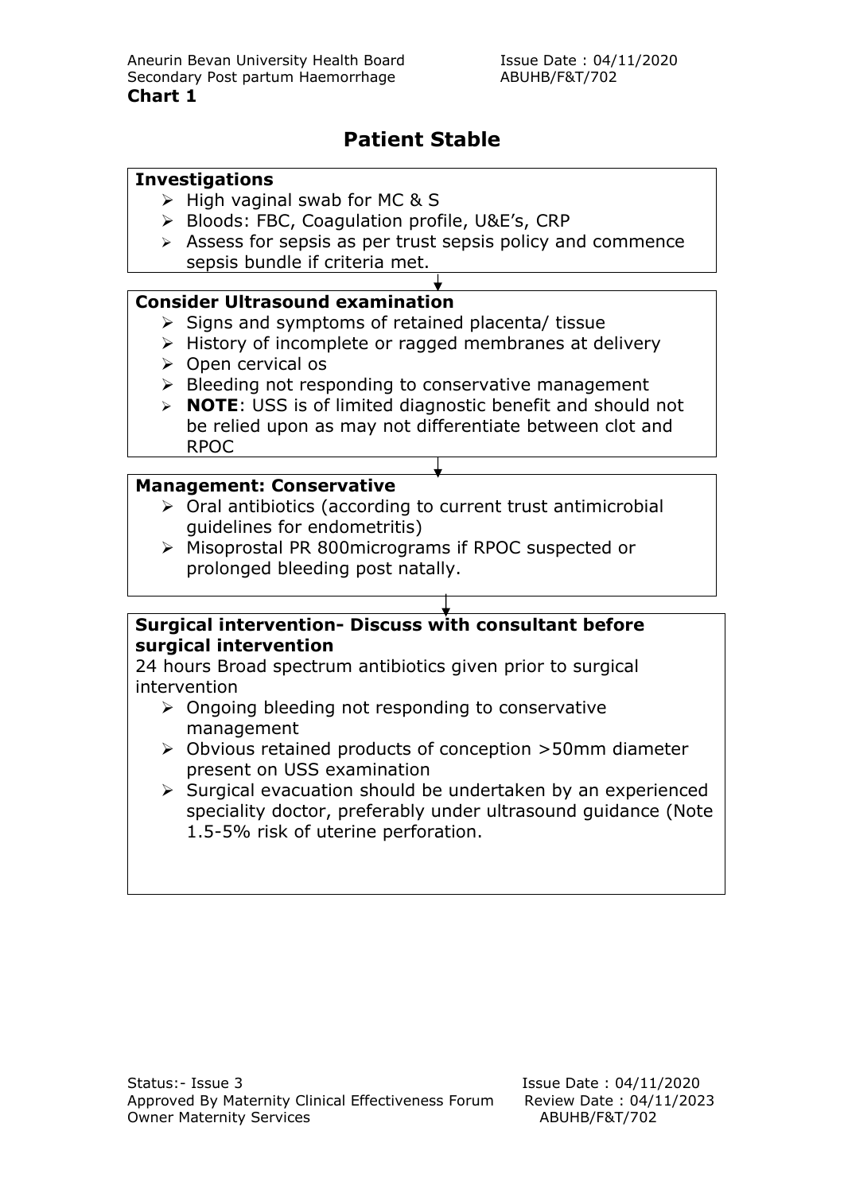**Chart 1**

# Patient Stable

**Investigations**

- High vaginal swab for MC & S
- Bloods: FBC, Coagulation profile, U&E's, CRP
- Assess for sepsis as per trust sepsis policy and commence sepsis bundle if criteria met.

↓

**Consider Ultrasound examination**

- Signs and symptoms of retained placenta/ tissue
- History of incomplete or ragged membranes at delivery
- Open cervical os
- Bleeding not responding to conservative management
- **NOTE**: USS is of limited diagnostic benefit and should not be relied upon as may not differentiate between clot and RPOC

↓

**Management: Conservative**

- Oral antibiotics (according to current trust antimicrobial guidelines for endometritis)
- Misoprostal PR 800micrograms if RPOC suspected or prolonged bleeding post natally.

↓

**Surgical intervention- Discuss with consultant before surgical intervention**

24 hours Broad spectrum antibiotics given prior to surgical intervention

- Ongoing bleeding not responding to conservative management
- Obvious retained products of conception >50mm diameter present on USS examination
- Surgical evacuation should be undertaken by an experienced speciality doctor, preferably under ultrasound guidance (Note 1.5-5% risk of uterine perforation.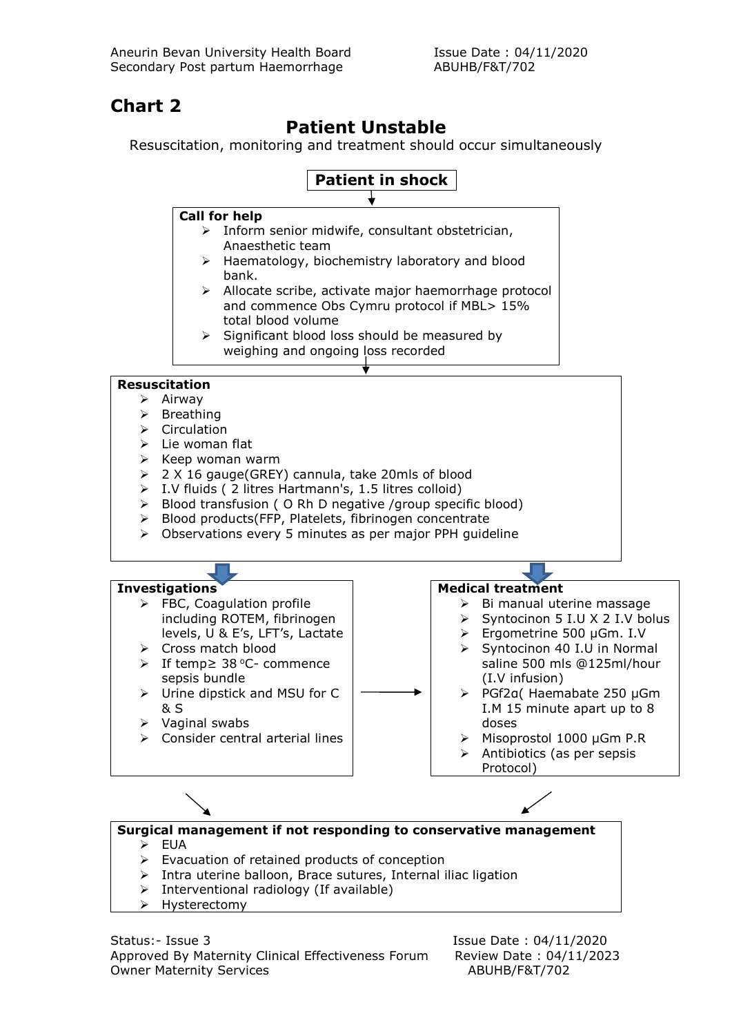## Chart 2

# Patient Unstable

Resuscitation, monitoring and treatment should occur simultaneously

**Patient in shock**

↓

**Call for help**

- Inform senior midwife, consultant obstetrician, Anaesthetic team
- Haematology, biochemistry laboratory and blood bank.
- Allocate scribe, activate major haemorrhage protocol and commence Obs Cymru protocol if MBL> 15% total blood volume
- Significant blood loss should be measured by weighing and ongoing loss recorded

↓

**Resuscitation**

- Airway
- Breathing
- Circulation
- Lie woman flat
- Keep woman warm
- 2 X 16 gauge(GREY) cannula, take 20mls of blood
- I.V fluids ( 2 litres Hartmann's, 1.5 litres colloid)
- Blood transfusion ( O Rh D negative /group specific blood)
- Blood products(FFP, Platelets, fibrinogen concentrate
- Observations every 5 minutes as per major PPH guideline

↓

**Investigations**

- FBC, Coagulation profile including ROTEM, fibrinogen levels, U & E's, LFT's, Lactate
- Cross match blood
- If temp≥ 38 °C- commence sepsis bundle
- Urine dipstick and MSU for C & S
- Vaginal swabs
- Consider central arterial lines

→

**Medical treatment**

- Bi manual uterine massage
- Syntocinon 5 I.U X 2 I.V bolus
- Ergometrine 500 μGm. I.V
- Syntocinon 40 I.U in Normal saline 500 mls @125ml/hour (I.V infusion)
- PGf2α( Haemabate 250 μGm I.M 15 minute apart up to 8 doses
- Misoprostol 1000 μGm P.R
- Antibiotics (as per sepsis Protocol)

↓

**Surgical management if not responding to conservative management**

- EUA
- Evacuation of retained products of conception
- Intra uterine balloon, Brace sutures, Internal iliac ligation
- Interventional radiology (If available)
- Hysterectomy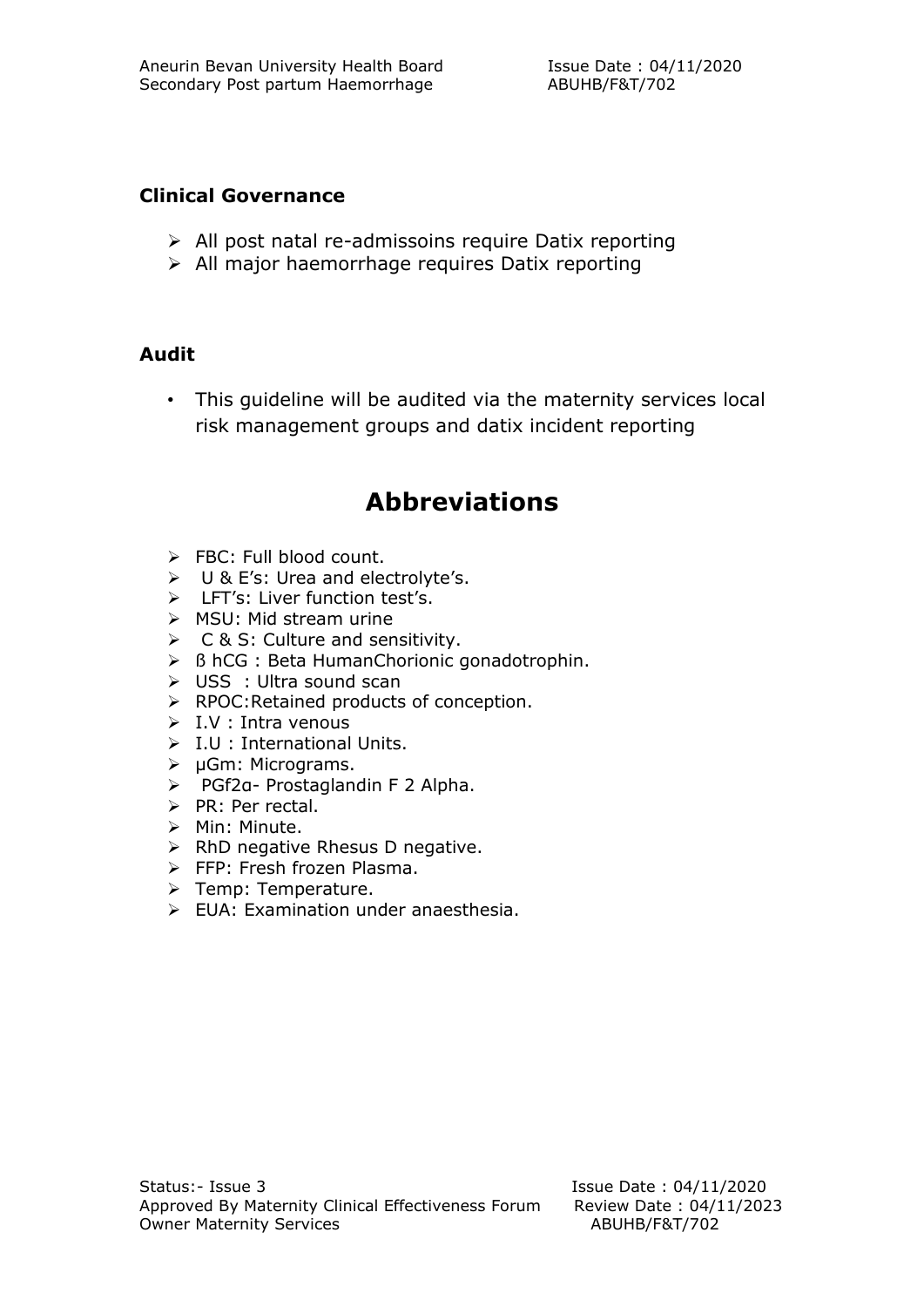## Clinical Governance

- All post natal re-admissoins require Datix reporting
- All major haemorrhage requires Datix reporting

## Audit

- This guideline will be audited via the maternity services local risk management groups and datix incident reporting

# Abbreviations

- FBC: Full blood count.
- U & E's: Urea and electrolyte's.
- LFT's: Liver function test's.
- MSU: Mid stream urine
- C & S: Culture and sensitivity.
- ß hCG : Beta HumanChorionic gonadotrophin.
- USS : Ultra sound scan
- RPOC:Retained products of conception.
- I.V : Intra venous
- I.U : International Units.
- μGm: Micrograms.
- PGf2α- Prostaglandin F 2 Alpha.
- PR: Per rectal.
- Min: Minute.
- RhD negative Rhesus D negative.
- FFP: Fresh frozen Plasma.
- Temp: Temperature.
- EUA: Examination under anaesthesia.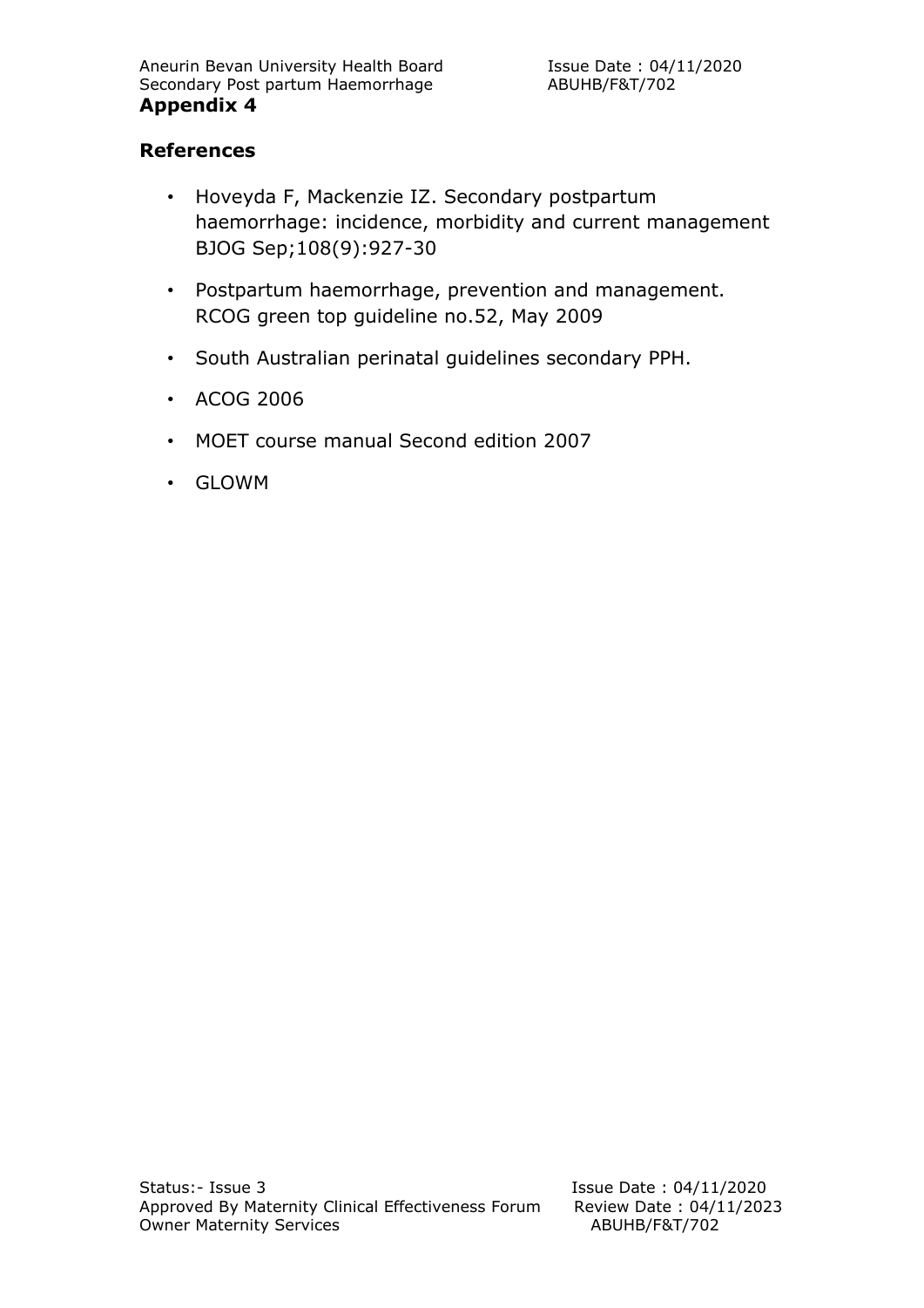## Appendix 4

### References

- Hoveyda F, Mackenzie IZ. Secondary postpartum haemorrhage: incidence, morbidity and current management BJOG Sep;108(9):927-30
- Postpartum haemorrhage, prevention and management. RCOG green top guideline no.52, May 2009
- South Australian perinatal guidelines secondary PPH.
- ACOG 2006
- MOET course manual Second edition 2007
- GLOWM